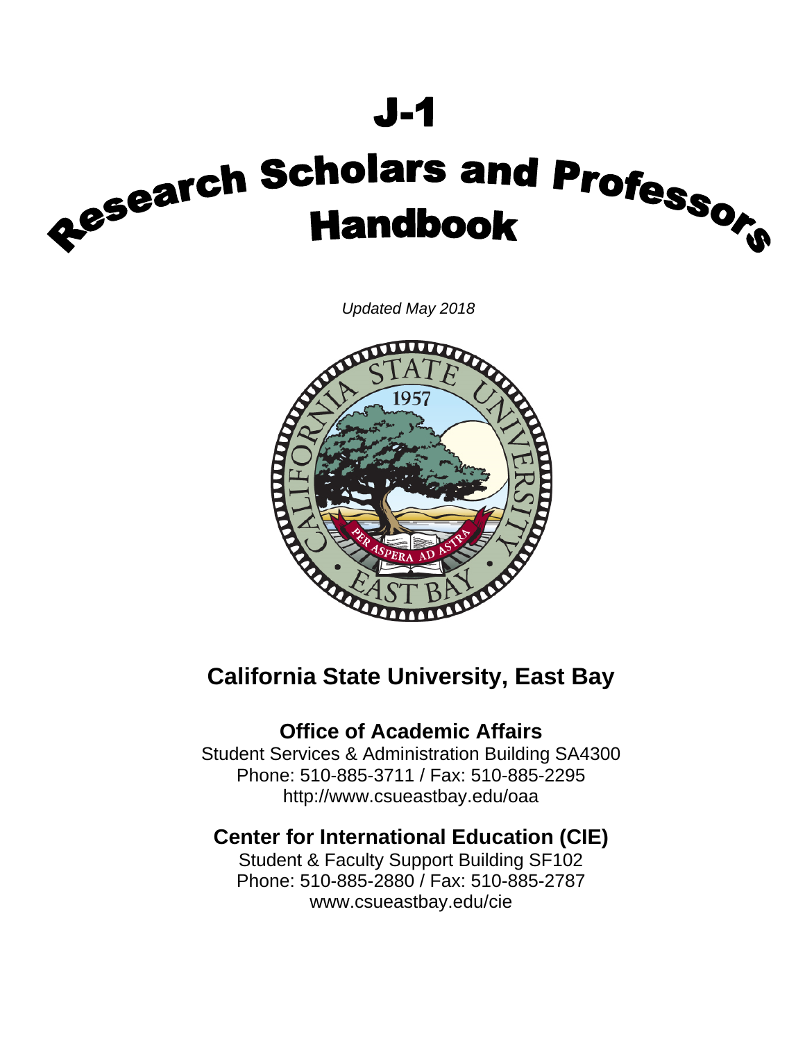# J-1

# Research Scholars and Professors Handbook

*Updated May 2018*

## California State University, East Bay

### Office of Academic Affairs

Student Services & Administration Building SA4300
Phone: 510-885-3711 / Fax: 510-885-2295
http://www.csueastbay.edu/oaa

### Center for International Education (CIE)

Student & Faculty Support Building SF102
Phone: 510-885-2880 / Fax: 510-885-2787
www.csueastbay.edu/cie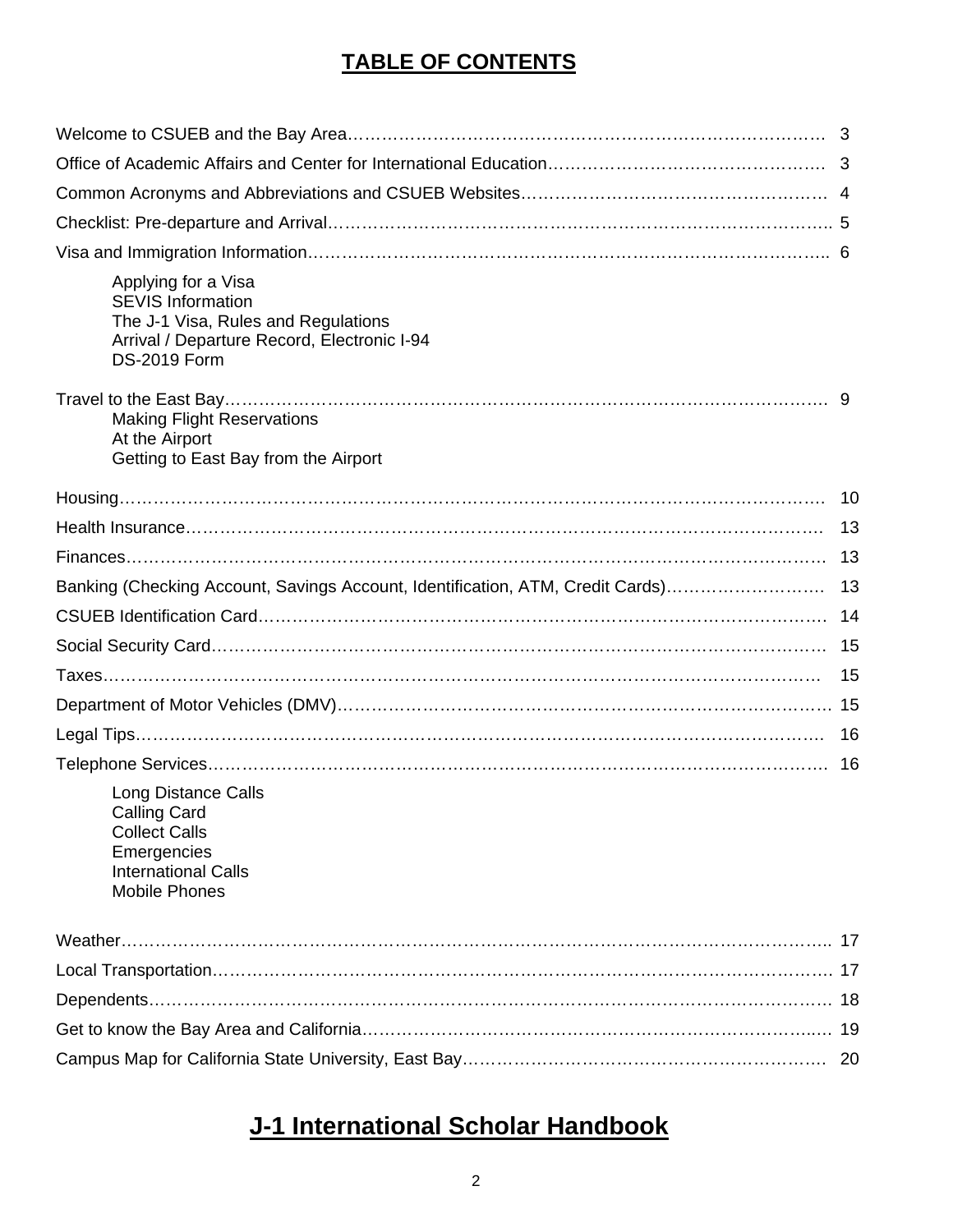# TABLE OF CONTENTS

| | |
|---|---|
| Welcome to CSUEB and the Bay Area | 3 |
| Office of Academic Affairs and Center for International Education | 3 |
| Common Acronyms and Abbreviations and CSUEB Websites | 4 |
| Checklist: Pre-departure and Arrival | 5 |
| Visa and Immigration Information | 6 |
| Applying for a Visa<br>SEVIS Information<br>The J-1 Visa, Rules and Regulations<br>Arrival / Departure Record, Electronic I-94<br>DS-2019 Form | |
| Travel to the East Bay | 9 |
| Making Flight Reservations<br>At the Airport<br>Getting to East Bay from the Airport | |
| Housing | 10 |
| Health Insurance | 13 |
| Finances | 13 |
| Banking (Checking Account, Savings Account, Identification, ATM, Credit Cards) | 13 |
| CSUEB Identification Card | 14 |
| Social Security Card | 15 |
| Taxes | 15 |
| Department of Motor Vehicles (DMV) | 15 |
| Legal Tips | 16 |
| Telephone Services | 16 |
| Long Distance Calls<br>Calling Card<br>Collect Calls<br>Emergencies<br>International Calls<br>Mobile Phones | |
| Weather | 17 |
| Local Transportation | 17 |
| Dependents | 18 |
| Get to know the Bay Area and California | 19 |
| Campus Map for California State University, East Bay | 20 |

# J-1 International Scholar Handbook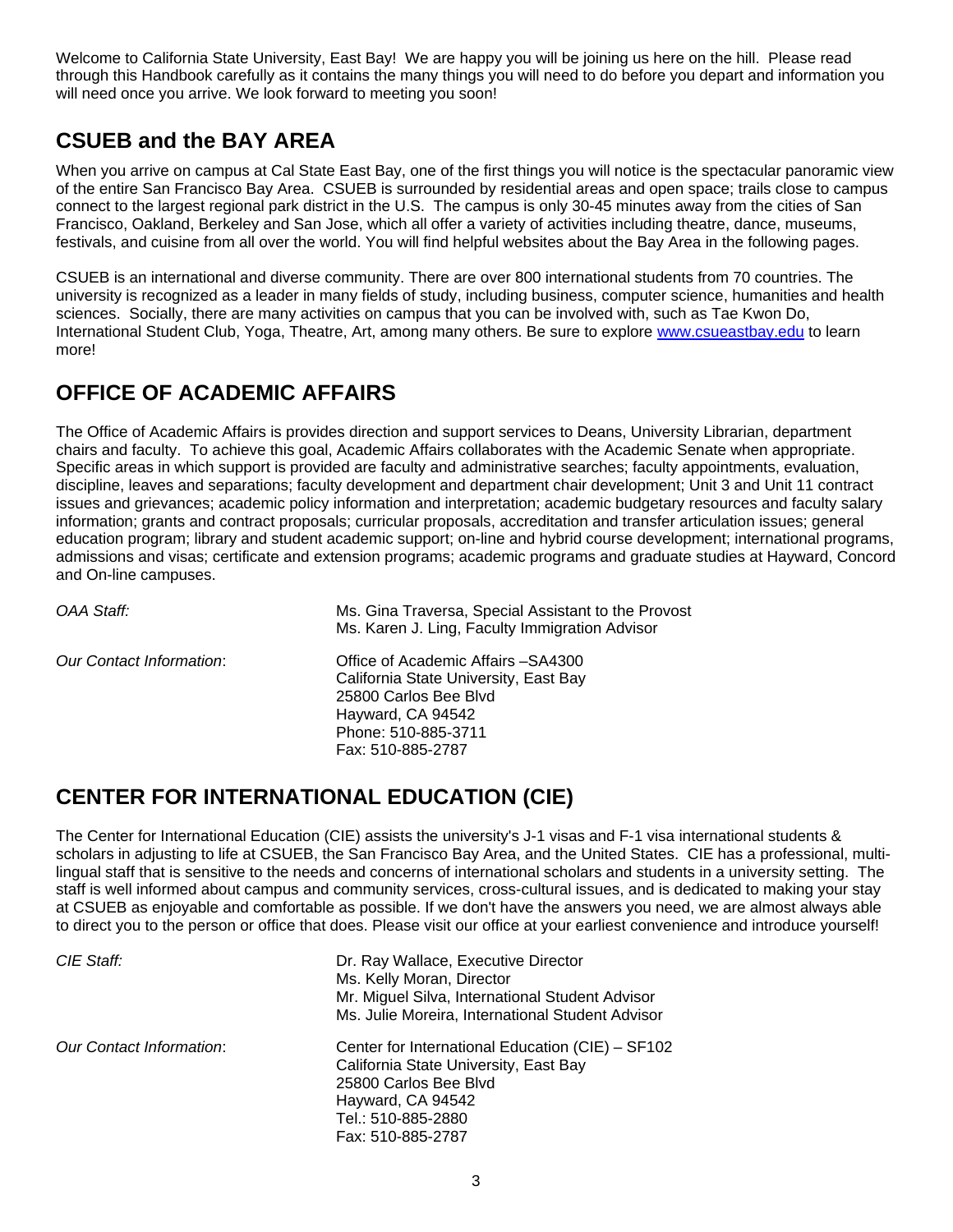Welcome to California State University, East Bay! We are happy you will be joining us here on the hill. Please read through this Handbook carefully as it contains the many things you will need to do before you depart and information you will need once you arrive. We look forward to meeting you soon!

## CSUEB and the BAY AREA

When you arrive on campus at Cal State East Bay, one of the first things you will notice is the spectacular panoramic view of the entire San Francisco Bay Area. CSUEB is surrounded by residential areas and open space; trails close to campus connect to the largest regional park district in the U.S. The campus is only 30-45 minutes away from the cities of San Francisco, Oakland, Berkeley and San Jose, which all offer a variety of activities including theatre, dance, museums, festivals, and cuisine from all over the world. You will find helpful websites about the Bay Area in the following pages.

CSUEB is an international and diverse community. There are over 800 international students from 70 countries. The university is recognized as a leader in many fields of study, including business, computer science, humanities and health sciences. Socially, there are many activities on campus that you can be involved with, such as Tae Kwon Do, International Student Club, Yoga, Theatre, Art, among many others. Be sure to explore www.csueastbay.edu to learn more!

## OFFICE OF ACADEMIC AFFAIRS

The Office of Academic Affairs is provides direction and support services to Deans, University Librarian, department chairs and faculty. To achieve this goal, Academic Affairs collaborates with the Academic Senate when appropriate. Specific areas in which support is provided are faculty and administrative searches; faculty appointments, evaluation, discipline, leaves and separations; faculty development and department chair development; Unit 3 and Unit 11 contract issues and grievances; academic policy information and interpretation; academic budgetary resources and faculty salary information; grants and contract proposals; curricular proposals, accreditation and transfer articulation issues; general education program; library and student academic support; on-line and hybrid course development; international programs, admissions and visas; certificate and extension programs; academic programs and graduate studies at Hayward, Concord and On-line campuses.

*OAA Staff:*

Ms. Gina Traversa, Special Assistant to the Provost
Ms. Karen J. Ling, Faculty Immigration Advisor

*Our Contact Information*:

Office of Academic Affairs –SA4300
California State University, East Bay
25800 Carlos Bee Blvd
Hayward, CA 94542
Phone: 510-885-3711
Fax: 510-885-2787

## CENTER FOR INTERNATIONAL EDUCATION (CIE)

The Center for International Education (CIE) assists the university's J-1 visas and F-1 visa international students & scholars in adjusting to life at CSUEB, the San Francisco Bay Area, and the United States. CIE has a professional, multi-lingual staff that is sensitive to the needs and concerns of international scholars and students in a university setting. The staff is well informed about campus and community services, cross-cultural issues, and is dedicated to making your stay at CSUEB as enjoyable and comfortable as possible. If we don't have the answers you need, we are almost always able to direct you to the person or office that does. Please visit our office at your earliest convenience and introduce yourself!

*CIE Staff:*

Dr. Ray Wallace, Executive Director
Ms. Kelly Moran, Director
Mr. Miguel Silva, International Student Advisor
Ms. Julie Moreira, International Student Advisor

*Our Contact Information*:

Center for International Education (CIE) – SF102
California State University, East Bay
25800 Carlos Bee Blvd
Hayward, CA 94542
Tel.: 510-885-2880
Fax: 510-885-2787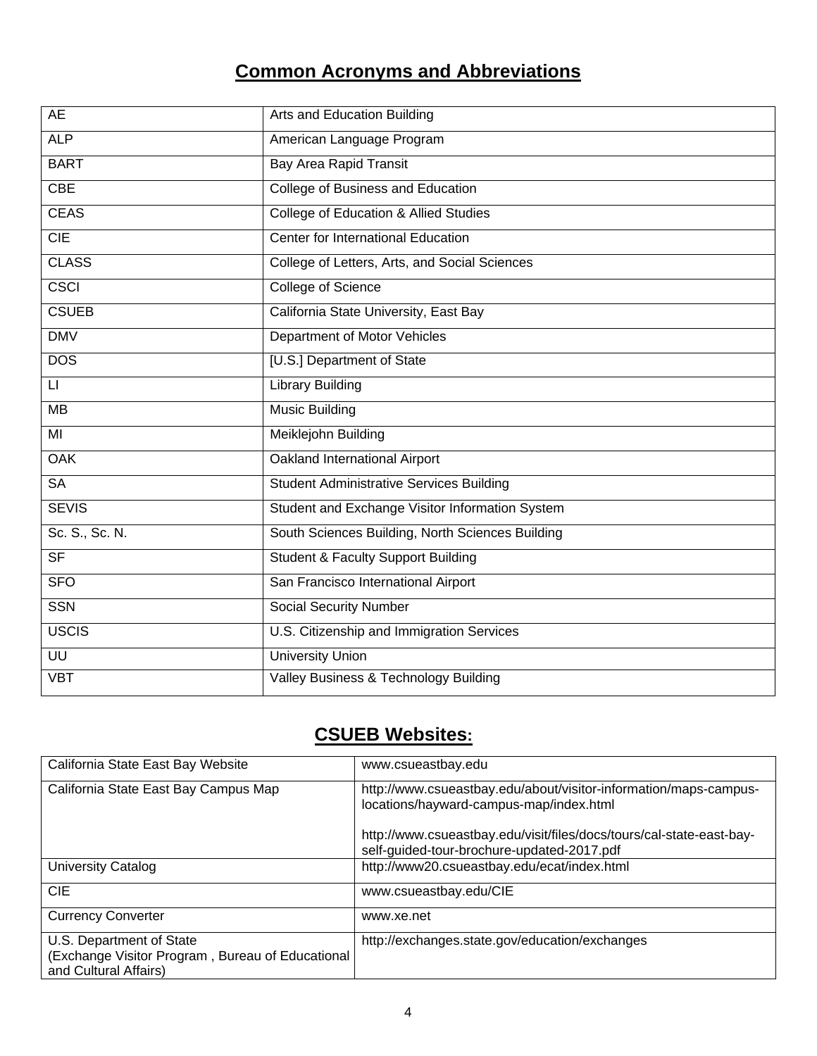## Common Acronyms and Abbreviations

| | |
|---|---|
| AE | Arts and Education Building |
| ALP | American Language Program |
| BART | Bay Area Rapid Transit |
| CBE | College of Business and Education |
| CEAS | College of Education & Allied Studies |
| CIE | Center for International Education |
| CLASS | College of Letters, Arts, and Social Sciences |
| CSCI | College of Science |
| CSUEB | California State University, East Bay |
| DMV | Department of Motor Vehicles |
| DOS | [U.S.] Department of State |
| LI | Library Building |
| MB | Music Building |
| MI | Meiklejohn Building |
| OAK | Oakland International Airport |
| SA | Student Administrative Services Building |
| SEVIS | Student and Exchange Visitor Information System |
| Sc. S., Sc. N. | South Sciences Building, North Sciences Building |
| SF | Student & Faculty Support Building |
| SFO | San Francisco International Airport |
| SSN | Social Security Number |
| USCIS | U.S. Citizenship and Immigration Services |
| UU | University Union |
| VBT | Valley Business & Technology Building |

## CSUEB Websites:

| | |
|---|---|
| California State East Bay Website | www.csueastbay.edu |
| California State East Bay Campus Map | http://www.csueastbay.edu/about/visitor-information/maps-campus-locations/hayward-campus-map/index.html<br><br>http://www.csueastbay.edu/visit/files/docs/tours/cal-state-east-bay-self-guided-tour-brochure-updated-2017.pdf |
| University Catalog | http://www20.csueastbay.edu/ecat/index.html |
| CIE | www.csueastbay.edu/CIE |
| Currency Converter | www.xe.net |
| U.S. Department of State (Exchange Visitor Program , Bureau of Educational and Cultural Affairs) | http://exchanges.state.gov/education/exchanges |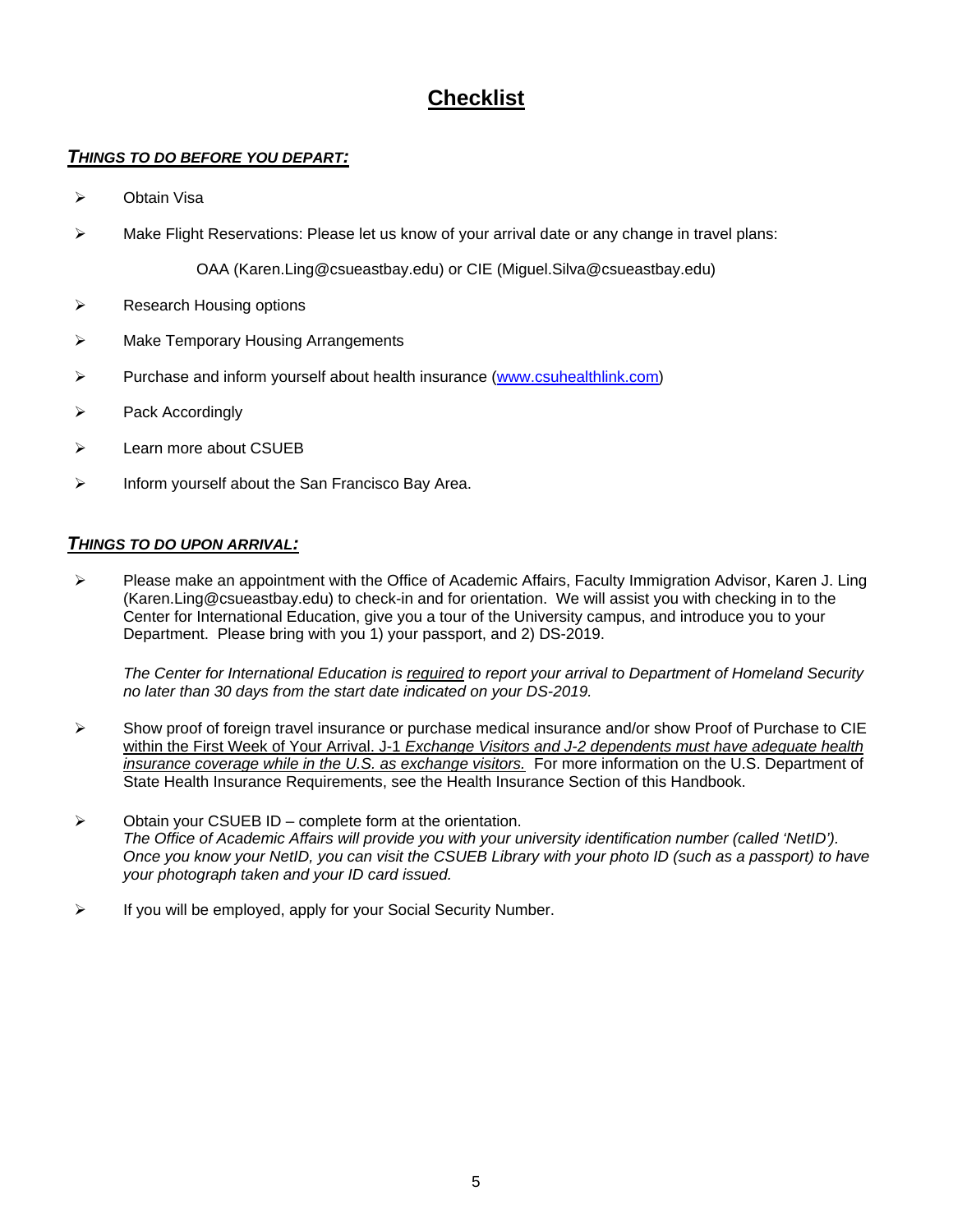# Checklist

## ***Things to do before you depart:***

- Obtain Visa
- Make Flight Reservations: Please let us know of your arrival date or any change in travel plans:

  OAA (Karen.Ling@csueastbay.edu) or CIE (Miguel.Silva@csueastbay.edu)

- Research Housing options
- Make Temporary Housing Arrangements
- Purchase and inform yourself about health insurance ([www.csuhealthlink.com](http://www.csuhealthlink.com))
- Pack Accordingly
- Learn more about CSUEB
- Inform yourself about the San Francisco Bay Area.

## ***Things to do upon arrival:***

- Please make an appointment with the Office of Academic Affairs, Faculty Immigration Advisor, Karen J. Ling (Karen.Ling@csueastbay.edu) to check-in and for orientation. We will assist you with checking in to the Center for International Education, give you a tour of the University campus, and introduce you to your Department. Please bring with you 1) your passport, and 2) DS-2019.

  *The Center for International Education is <u>required</u> to report your arrival to Department of Homeland Security no later than 30 days from the start date indicated on your DS-2019.*

- Show proof of foreign travel insurance or purchase medical insurance and/or show Proof of Purchase to CIE <u>within the First Week of Your Arrival. J-1 *Exchange Visitors and J-2 dependents must have adequate health insurance coverage while in the U.S. as exchange visitors.*</u> For more information on the U.S. Department of State Health Insurance Requirements, see the Health Insurance Section of this Handbook.

- Obtain your CSUEB ID – complete form at the orientation.
  *The Office of Academic Affairs will provide you with your university identification number (called 'NetID'). Once you know your NetID, you can visit the CSUEB Library with your photo ID (such as a passport) to have your photograph taken and your ID card issued.*

- If you will be employed, apply for your Social Security Number.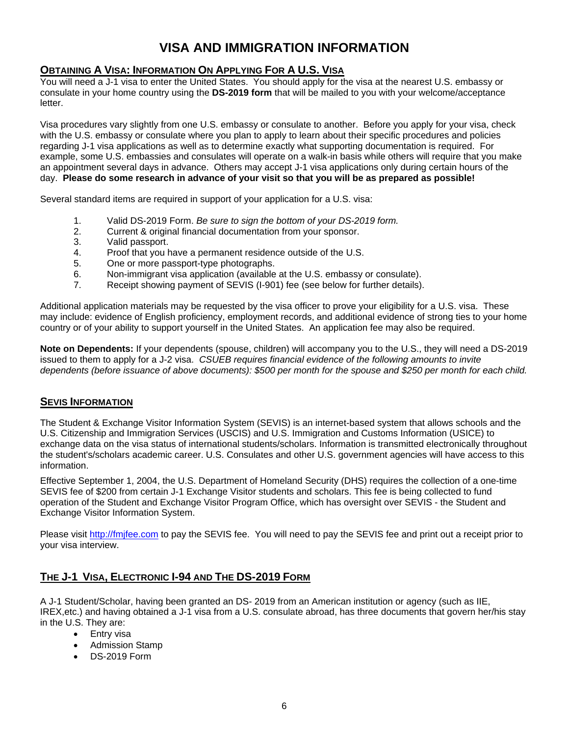# VISA AND IMMIGRATION INFORMATION

## OBTAINING A VISA: INFORMATION ON APPLYING FOR A U.S. VISA

You will need a J-1 visa to enter the United States. You should apply for the visa at the nearest U.S. embassy or consulate in your home country using the **DS-2019 form** that will be mailed to you with your welcome/acceptance letter.

Visa procedures vary slightly from one U.S. embassy or consulate to another. Before you apply for your visa, check with the U.S. embassy or consulate where you plan to apply to learn about their specific procedures and policies regarding J-1 visa applications as well as to determine exactly what supporting documentation is required. For example, some U.S. embassies and consulates will operate on a walk-in basis while others will require that you make an appointment several days in advance. Others may accept J-1 visa applications only during certain hours of the day. **Please do some research in advance of your visit so that you will be as prepared as possible!**

Several standard items are required in support of your application for a U.S. visa:

1. Valid DS-2019 Form. *Be sure to sign the bottom of your DS-2019 form.*
2. Current & original financial documentation from your sponsor.
3. Valid passport.
4. Proof that you have a permanent residence outside of the U.S.
5. One or more passport-type photographs.
6. Non-immigrant visa application (available at the U.S. embassy or consulate).
7. Receipt showing payment of SEVIS (I-901) fee (see below for further details).

Additional application materials may be requested by the visa officer to prove your eligibility for a U.S. visa. These may include: evidence of English proficiency, employment records, and additional evidence of strong ties to your home country or of your ability to support yourself in the United States. An application fee may also be required.

**Note on Dependents:** If your dependents (spouse, children) will accompany you to the U.S., they will need a DS-2019 issued to them to apply for a J-2 visa. *CSUEB requires financial evidence of the following amounts to invite dependents (before issuance of above documents): $500 per month for the spouse and $250 per month for each child.*

## SEVIS INFORMATION

The Student & Exchange Visitor Information System (SEVIS) is an internet-based system that allows schools and the U.S. Citizenship and Immigration Services (USCIS) and U.S. Immigration and Customs Information (USICE) to exchange data on the visa status of international students/scholars. Information is transmitted electronically throughout the student's/scholars academic career. U.S. Consulates and other U.S. government agencies will have access to this information.

Effective September 1, 2004, the U.S. Department of Homeland Security (DHS) requires the collection of a one-time SEVIS fee of $200 from certain J-1 Exchange Visitor students and scholars. This fee is being collected to fund operation of the Student and Exchange Visitor Program Office, which has oversight over SEVIS - the Student and Exchange Visitor Information System.

Please visit [http://fmjfee.com](http://fmjfee.com) to pay the SEVIS fee. You will need to pay the SEVIS fee and print out a receipt prior to your visa interview.

## THE J-1 VISA, ELECTRONIC I-94 AND THE DS-2019 FORM

A J-1 Student/Scholar, having been granted an DS- 2019 from an American institution or agency (such as IIE, IREX,etc.) and having obtained a J-1 visa from a U.S. consulate abroad, has three documents that govern her/his stay in the U.S. They are:

- Entry visa
- Admission Stamp
- DS-2019 Form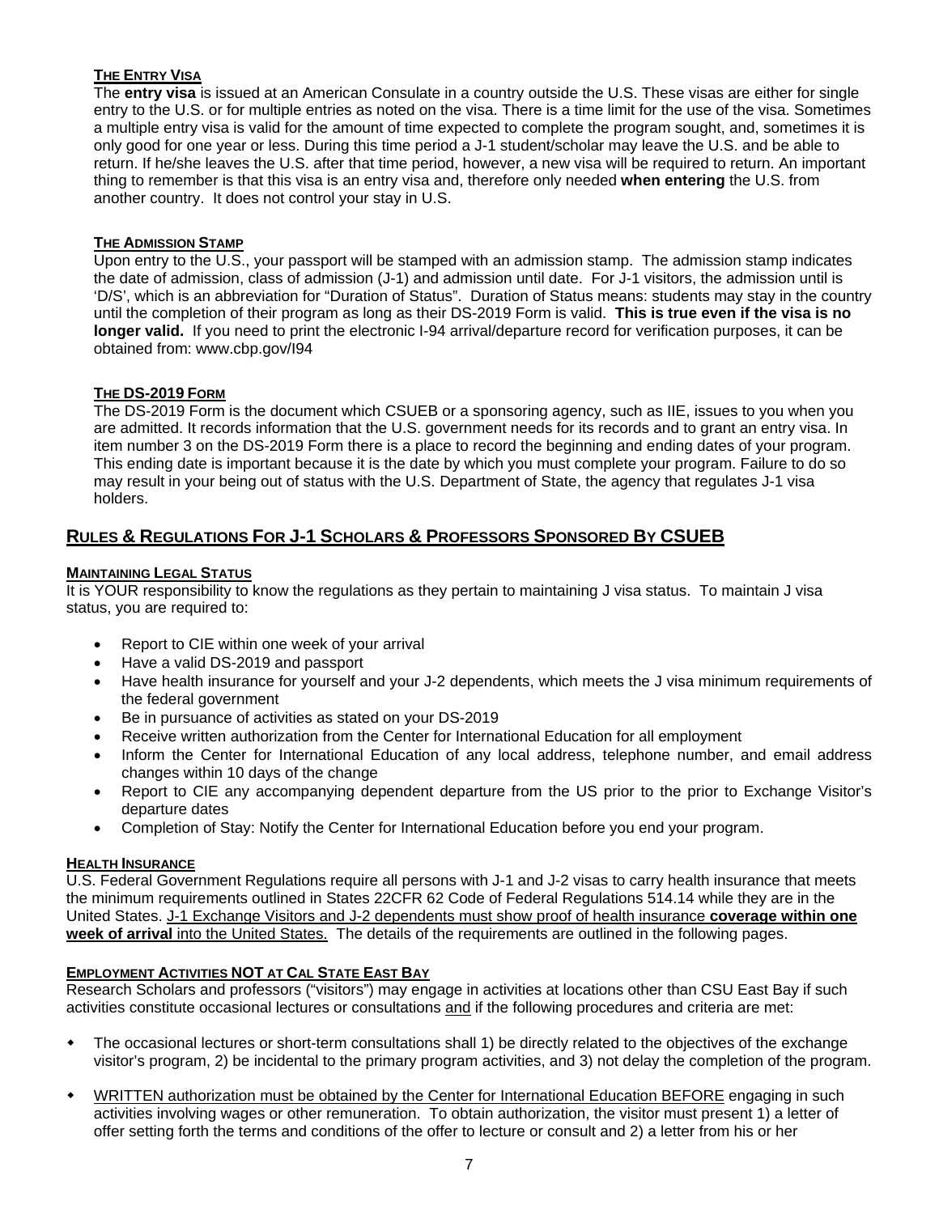### THE ENTRY VISA

The **entry visa** is issued at an American Consulate in a country outside the U.S. These visas are either for single entry to the U.S. or for multiple entries as noted on the visa. There is a time limit for the use of the visa. Sometimes a multiple entry visa is valid for the amount of time expected to complete the program sought, and, sometimes it is only good for one year or less. During this time period a J-1 student/scholar may leave the U.S. and be able to return. If he/she leaves the U.S. after that time period, however, a new visa will be required to return. An important thing to remember is that this visa is an entry visa and, therefore only needed **when entering** the U.S. from another country. It does not control your stay in U.S.

### THE ADMISSION STAMP

Upon entry to the U.S., your passport will be stamped with an admission stamp. The admission stamp indicates the date of admission, class of admission (J-1) and admission until date. For J-1 visitors, the admission until is 'D/S', which is an abbreviation for "Duration of Status". Duration of Status means: students may stay in the country until the completion of their program as long as their DS-2019 Form is valid. **This is true even if the visa is no longer valid.** If you need to print the electronic I-94 arrival/departure record for verification purposes, it can be obtained from: www.cbp.gov/I94

### THE DS-2019 FORM

The DS-2019 Form is the document which CSUEB or a sponsoring agency, such as IIE, issues to you when you are admitted. It records information that the U.S. government needs for its records and to grant an entry visa. In item number 3 on the DS-2019 Form there is a place to record the beginning and ending dates of your program. This ending date is important because it is the date by which you must complete your program. Failure to do so may result in your being out of status with the U.S. Department of State, the agency that regulates J-1 visa holders.

## RULES & REGULATIONS FOR J-1 SCHOLARS & PROFESSORS SPONSORED BY CSUEB

### MAINTAINING LEGAL STATUS

It is YOUR responsibility to know the regulations as they pertain to maintaining J visa status. To maintain J visa status, you are required to:

- Report to CIE within one week of your arrival
- Have a valid DS-2019 and passport
- Have health insurance for yourself and your J-2 dependents, which meets the J visa minimum requirements of the federal government
- Be in pursuance of activities as stated on your DS-2019
- Receive written authorization from the Center for International Education for all employment
- Inform the Center for International Education of any local address, telephone number, and email address changes within 10 days of the change
- Report to CIE any accompanying dependent departure from the US prior to the prior to Exchange Visitor's departure dates
- Completion of Stay: Notify the Center for International Education before you end your program.

### HEALTH INSURANCE

U.S. Federal Government Regulations require all persons with J-1 and J-2 visas to carry health insurance that meets the minimum requirements outlined in States 22CFR 62 Code of Federal Regulations 514.14 while they are in the United States. J-1 Exchange Visitors and J-2 dependents must show proof of health insurance **coverage within one week of arrival** into the United States. The details of the requirements are outlined in the following pages.

### EMPLOYMENT ACTIVITIES NOT AT CAL STATE EAST BAY

Research Scholars and professors ("visitors") may engage in activities at locations other than CSU East Bay if such activities constitute occasional lectures or consultations and if the following procedures and criteria are met:

- The occasional lectures or short-term consultations shall 1) be directly related to the objectives of the exchange visitor's program, 2) be incidental to the primary program activities, and 3) not delay the completion of the program.
- WRITTEN authorization must be obtained by the Center for International Education BEFORE engaging in such activities involving wages or other remuneration. To obtain authorization, the visitor must present 1) a letter of offer setting forth the terms and conditions of the offer to lecture or consult and 2) a letter from his or her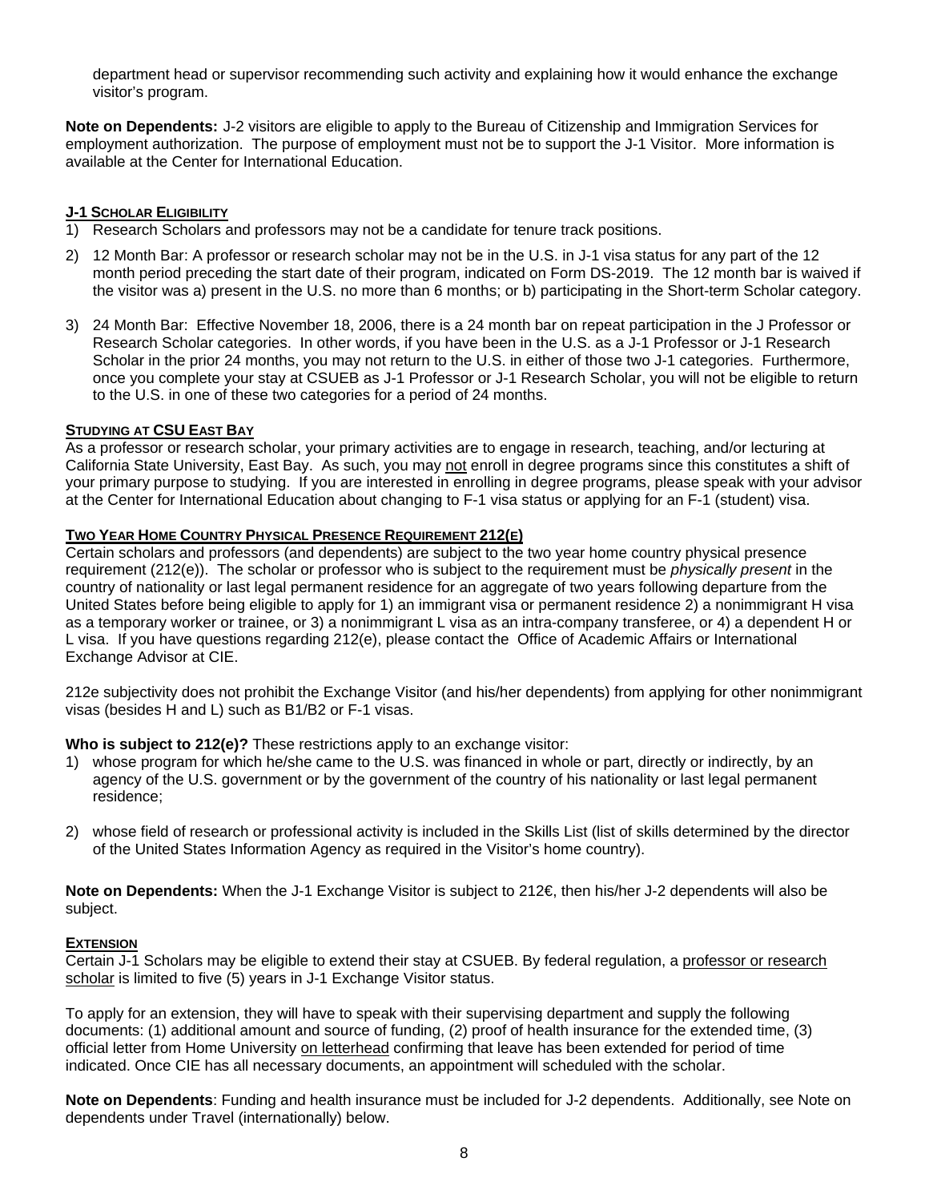department head or supervisor recommending such activity and explaining how it would enhance the exchange visitor's program.

**Note on Dependents:** J-2 visitors are eligible to apply to the Bureau of Citizenship and Immigration Services for employment authorization. The purpose of employment must not be to support the J-1 Visitor. More information is available at the Center for International Education.

## J-1 Scholar Eligibility

1) Research Scholars and professors may not be a candidate for tenure track positions.
2) 12 Month Bar: A professor or research scholar may not be in the U.S. in J-1 visa status for any part of the 12 month period preceding the start date of their program, indicated on Form DS-2019. The 12 month bar is waived if the visitor was a) present in the U.S. no more than 6 months; or b) participating in the Short-term Scholar category.
3) 24 Month Bar: Effective November 18, 2006, there is a 24 month bar on repeat participation in the J Professor or Research Scholar categories. In other words, if you have been in the U.S. as a J-1 Professor or J-1 Research Scholar in the prior 24 months, you may not return to the U.S. in either of those two J-1 categories. Furthermore, once you complete your stay at CSUEB as J-1 Professor or J-1 Research Scholar, you will not be eligible to return to the U.S. in one of these two categories for a period of 24 months.

## Studying at CSU East Bay

As a professor or research scholar, your primary activities are to engage in research, teaching, and/or lecturing at California State University, East Bay. As such, you may not enroll in degree programs since this constitutes a shift of your primary purpose to studying. If you are interested in enrolling in degree programs, please speak with your advisor at the Center for International Education about changing to F-1 visa status or applying for an F-1 (student) visa.

## Two Year Home Country Physical Presence Requirement 212(e)

Certain scholars and professors (and dependents) are subject to the two year home country physical presence requirement (212(e)). The scholar or professor who is subject to the requirement must be *physically present* in the country of nationality or last legal permanent residence for an aggregate of two years following departure from the United States before being eligible to apply for 1) an immigrant visa or permanent residence 2) a nonimmigrant H visa as a temporary worker or trainee, or 3) a nonimmigrant L visa as an intra-company transferee, or 4) a dependent H or L visa. If you have questions regarding 212(e), please contact the Office of Academic Affairs or International Exchange Advisor at CIE.

212e subjectivity does not prohibit the Exchange Visitor (and his/her dependents) from applying for other nonimmigrant visas (besides H and L) such as B1/B2 or F-1 visas.

**Who is subject to 212(e)?** These restrictions apply to an exchange visitor:

1) whose program for which he/she came to the U.S. was financed in whole or part, directly or indirectly, by an agency of the U.S. government or by the government of the country of his nationality or last legal permanent residence;
2) whose field of research or professional activity is included in the Skills List (list of skills determined by the director of the United States Information Agency as required in the Visitor's home country).

**Note on Dependents:** When the J-1 Exchange Visitor is subject to 212€, then his/her J-2 dependents will also be subject.

## Extension

Certain J-1 Scholars may be eligible to extend their stay at CSUEB. By federal regulation, a professor or research scholar is limited to five (5) years in J-1 Exchange Visitor status.

To apply for an extension, they will have to speak with their supervising department and supply the following documents: (1) additional amount and source of funding, (2) proof of health insurance for the extended time, (3) official letter from Home University on letterhead confirming that leave has been extended for period of time indicated. Once CIE has all necessary documents, an appointment will scheduled with the scholar.

**Note on Dependents**: Funding and health insurance must be included for J-2 dependents. Additionally, see Note on dependents under Travel (internationally) below.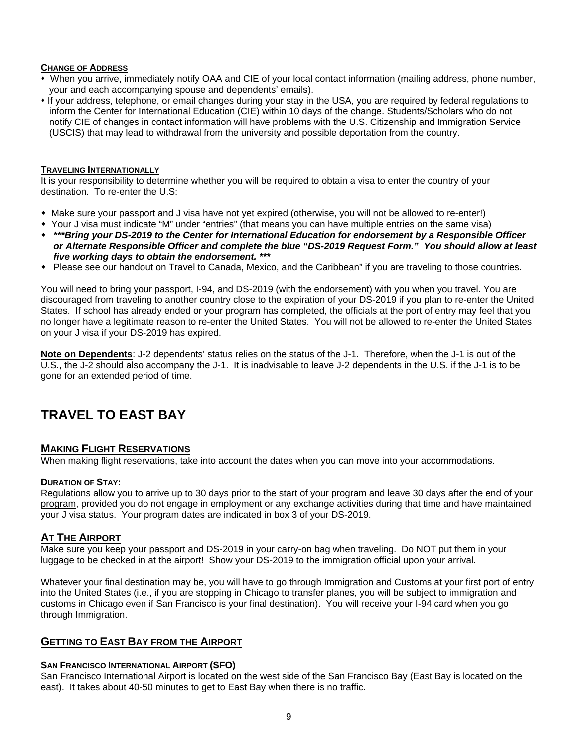#### CHANGE OF ADDRESS

- When you arrive, immediately notify OAA and CIE of your local contact information (mailing address, phone number, your and each accompanying spouse and dependents' emails).
- If your address, telephone, or email changes during your stay in the USA, you are required by federal regulations to inform the Center for International Education (CIE) within 10 days of the change. Students/Scholars who do not notify CIE of changes in contact information will have problems with the U.S. Citizenship and Immigration Service (USCIS) that may lead to withdrawal from the university and possible deportation from the country.

#### TRAVELING INTERNATIONALLY

It is your responsibility to determine whether you will be required to obtain a visa to enter the country of your destination. To re-enter the U.S:

- Make sure your passport and J visa have not yet expired (otherwise, you will not be allowed to re-enter!)
- Your J visa must indicate "M" under "entries" (that means you can have multiple entries on the same visa)
- ***\*\*\*Bring your DS-2019 to the Center for International Education for endorsement by a Responsible Officer or Alternate Responsible Officer and complete the blue "DS-2019 Request Form." You should allow at least five working days to obtain the endorsement. \*\*\****
- Please see our handout on Travel to Canada, Mexico, and the Caribbean" if you are traveling to those countries.

You will need to bring your passport, I-94, and DS-2019 (with the endorsement) with you when you travel. You are discouraged from traveling to another country close to the expiration of your DS-2019 if you plan to re-enter the United States. If school has already ended or your program has completed, the officials at the port of entry may feel that you no longer have a legitimate reason to re-enter the United States. You will not be allowed to re-enter the United States on your J visa if your DS-2019 has expired.

**Note on Dependents**: J-2 dependents' status relies on the status of the J-1. Therefore, when the J-1 is out of the U.S., the J-2 should also accompany the J-1. It is inadvisable to leave J-2 dependents in the U.S. if the J-1 is to be gone for an extended period of time.

# TRAVEL TO EAST BAY

## MAKING FLIGHT RESERVATIONS

When making flight reservations, take into account the dates when you can move into your accommodations.

#### DURATION OF STAY:

Regulations allow you to arrive up to 30 days prior to the start of your program and leave 30 days after the end of your program, provided you do not engage in employment or any exchange activities during that time and have maintained your J visa status. Your program dates are indicated in box 3 of your DS-2019.

## AT THE AIRPORT

Make sure you keep your passport and DS-2019 in your carry-on bag when traveling. Do NOT put them in your luggage to be checked in at the airport! Show your DS-2019 to the immigration official upon your arrival.

Whatever your final destination may be, you will have to go through Immigration and Customs at your first port of entry into the United States (i.e., if you are stopping in Chicago to transfer planes, you will be subject to immigration and customs in Chicago even if San Francisco is your final destination). You will receive your I-94 card when you go through Immigration.

## GETTING TO EAST BAY FROM THE AIRPORT

#### SAN FRANCISCO INTERNATIONAL AIRPORT (SFO)

San Francisco International Airport is located on the west side of the San Francisco Bay (East Bay is located on the east). It takes about 40-50 minutes to get to East Bay when there is no traffic.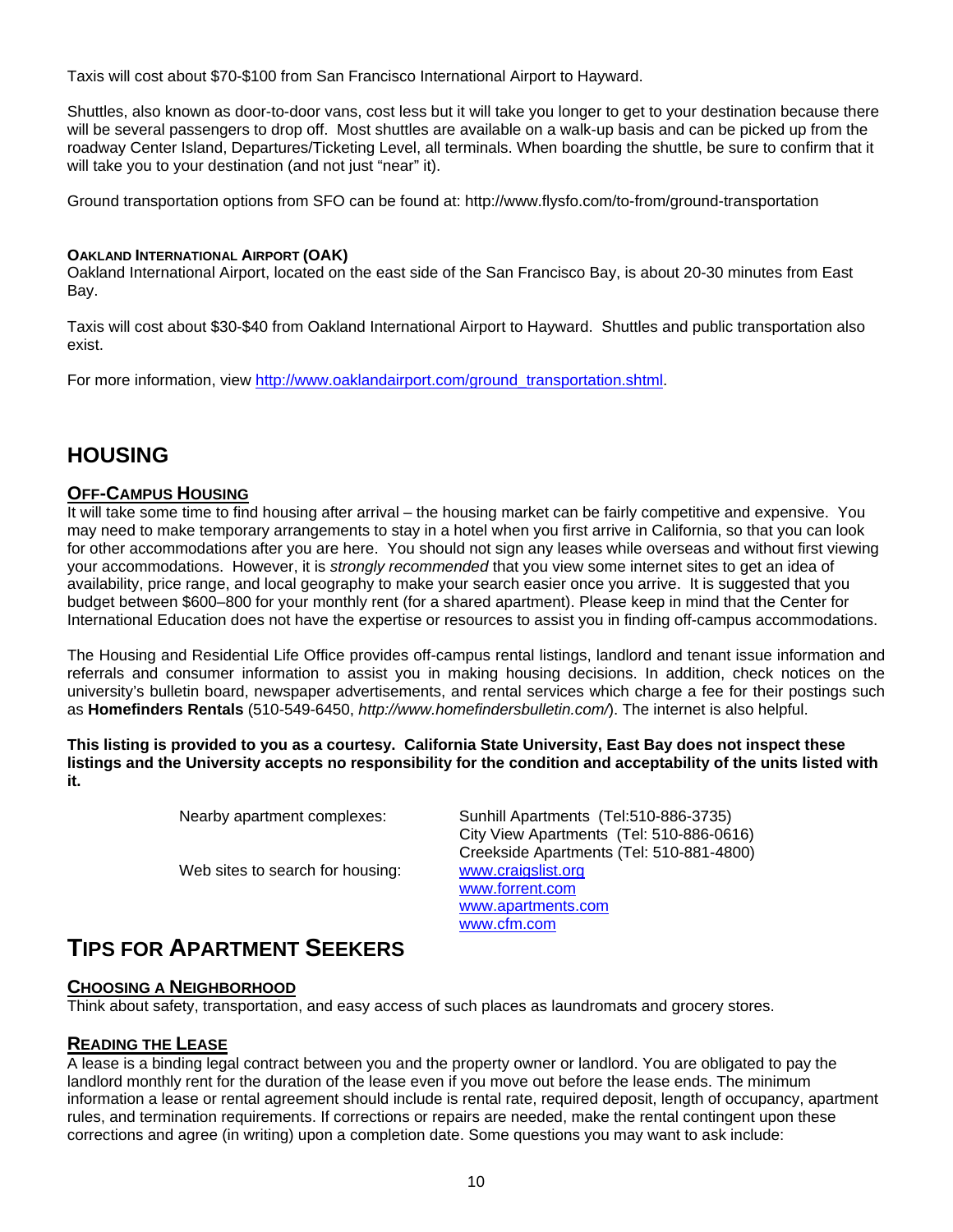Taxis will cost about $70-$100 from San Francisco International Airport to Hayward.

Shuttles, also known as door-to-door vans, cost less but it will take you longer to get to your destination because there will be several passengers to drop off. Most shuttles are available on a walk-up basis and can be picked up from the roadway Center Island, Departures/Ticketing Level, all terminals. When boarding the shuttle, be sure to confirm that it will take you to your destination (and not just "near" it).

Ground transportation options from SFO can be found at: http://www.flysfo.com/to-from/ground-transportation

#### OAKLAND INTERNATIONAL AIRPORT (OAK)

Oakland International Airport, located on the east side of the San Francisco Bay, is about 20-30 minutes from East Bay.

Taxis will cost about $30-$40 from Oakland International Airport to Hayward. Shuttles and public transportation also exist.

For more information, view http://www.oaklandairport.com/ground_transportation.shtml.

## HOUSING

### OFF-CAMPUS HOUSING

It will take some time to find housing after arrival – the housing market can be fairly competitive and expensive. You may need to make temporary arrangements to stay in a hotel when you first arrive in California, so that you can look for other accommodations after you are here. You should not sign any leases while overseas and without first viewing your accommodations. However, it is *strongly recommended* that you view some internet sites to get an idea of availability, price range, and local geography to make your search easier once you arrive. It is suggested that you budget between $600–800 for your monthly rent (for a shared apartment). Please keep in mind that the Center for International Education does not have the expertise or resources to assist you in finding off-campus accommodations.

The Housing and Residential Life Office provides off-campus rental listings, landlord and tenant issue information and referrals and consumer information to assist you in making housing decisions. In addition, check notices on the university's bulletin board, newspaper advertisements, and rental services which charge a fee for their postings such as **Homefinders Rentals** (510-549-6450, *http://www.homefindersbulletin.com/*). The internet is also helpful.

**This listing is provided to you as a courtesy. California State University, East Bay does not inspect these listings and the University accepts no responsibility for the condition and acceptability of the units listed with it.**

| | |
|---|---|
| Nearby apartment complexes: | Sunhill Apartments (Tel:510-886-3735)<br>City View Apartments (Tel: 510-886-0616)<br>Creekside Apartments (Tel: 510-881-4800) |
| Web sites to search for housing: | www.craigslist.org<br>www.forrent.com<br>www.apartments.com<br>www.cfm.com |

## TIPS FOR APARTMENT SEEKERS

### CHOOSING A NEIGHBORHOOD

Think about safety, transportation, and easy access of such places as laundromats and grocery stores.

### READING THE LEASE

A lease is a binding legal contract between you and the property owner or landlord. You are obligated to pay the landlord monthly rent for the duration of the lease even if you move out before the lease ends. The minimum information a lease or rental agreement should include is rental rate, required deposit, length of occupancy, apartment rules, and termination requirements. If corrections or repairs are needed, make the rental contingent upon these corrections and agree (in writing) upon a completion date. Some questions you may want to ask include: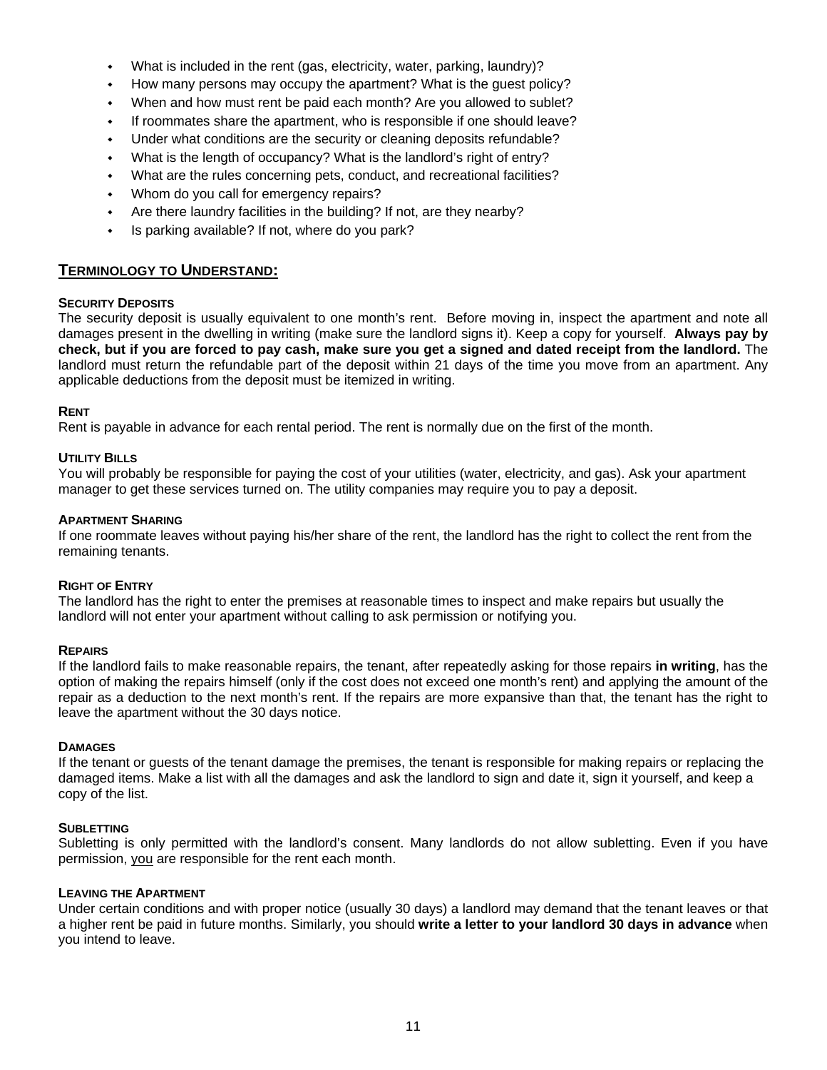- What is included in the rent (gas, electricity, water, parking, laundry)?
- How many persons may occupy the apartment? What is the guest policy?
- When and how must rent be paid each month? Are you allowed to sublet?
- If roommates share the apartment, who is responsible if one should leave?
- Under what conditions are the security or cleaning deposits refundable?
- What is the length of occupancy? What is the landlord's right of entry?
- What are the rules concerning pets, conduct, and recreational facilities?
- Whom do you call for emergency repairs?
- Are there laundry facilities in the building? If not, are they nearby?
- Is parking available? If not, where do you park?

## TERMINOLOGY TO UNDERSTAND:

### SECURITY DEPOSITS

The security deposit is usually equivalent to one month's rent. Before moving in, inspect the apartment and note all damages present in the dwelling in writing (make sure the landlord signs it). Keep a copy for yourself. **Always pay by check, but if you are forced to pay cash, make sure you get a signed and dated receipt from the landlord.** The landlord must return the refundable part of the deposit within 21 days of the time you move from an apartment. Any applicable deductions from the deposit must be itemized in writing.

### RENT

Rent is payable in advance for each rental period. The rent is normally due on the first of the month.

### UTILITY BILLS

You will probably be responsible for paying the cost of your utilities (water, electricity, and gas). Ask your apartment manager to get these services turned on. The utility companies may require you to pay a deposit.

### APARTMENT SHARING

If one roommate leaves without paying his/her share of the rent, the landlord has the right to collect the rent from the remaining tenants.

### RIGHT OF ENTRY

The landlord has the right to enter the premises at reasonable times to inspect and make repairs but usually the landlord will not enter your apartment without calling to ask permission or notifying you.

### REPAIRS

If the landlord fails to make reasonable repairs, the tenant, after repeatedly asking for those repairs **in writing**, has the option of making the repairs himself (only if the cost does not exceed one month's rent) and applying the amount of the repair as a deduction to the next month's rent. If the repairs are more expansive than that, the tenant has the right to leave the apartment without the 30 days notice.

### DAMAGES

If the tenant or guests of the tenant damage the premises, the tenant is responsible for making repairs or replacing the damaged items. Make a list with all the damages and ask the landlord to sign and date it, sign it yourself, and keep a copy of the list.

### SUBLETTING

Subletting is only permitted with the landlord's consent. Many landlords do not allow subletting. Even if you have permission, you are responsible for the rent each month.

### LEAVING THE APARTMENT

Under certain conditions and with proper notice (usually 30 days) a landlord may demand that the tenant leaves or that a higher rent be paid in future months. Similarly, you should **write a letter to your landlord 30 days in advance** when you intend to leave.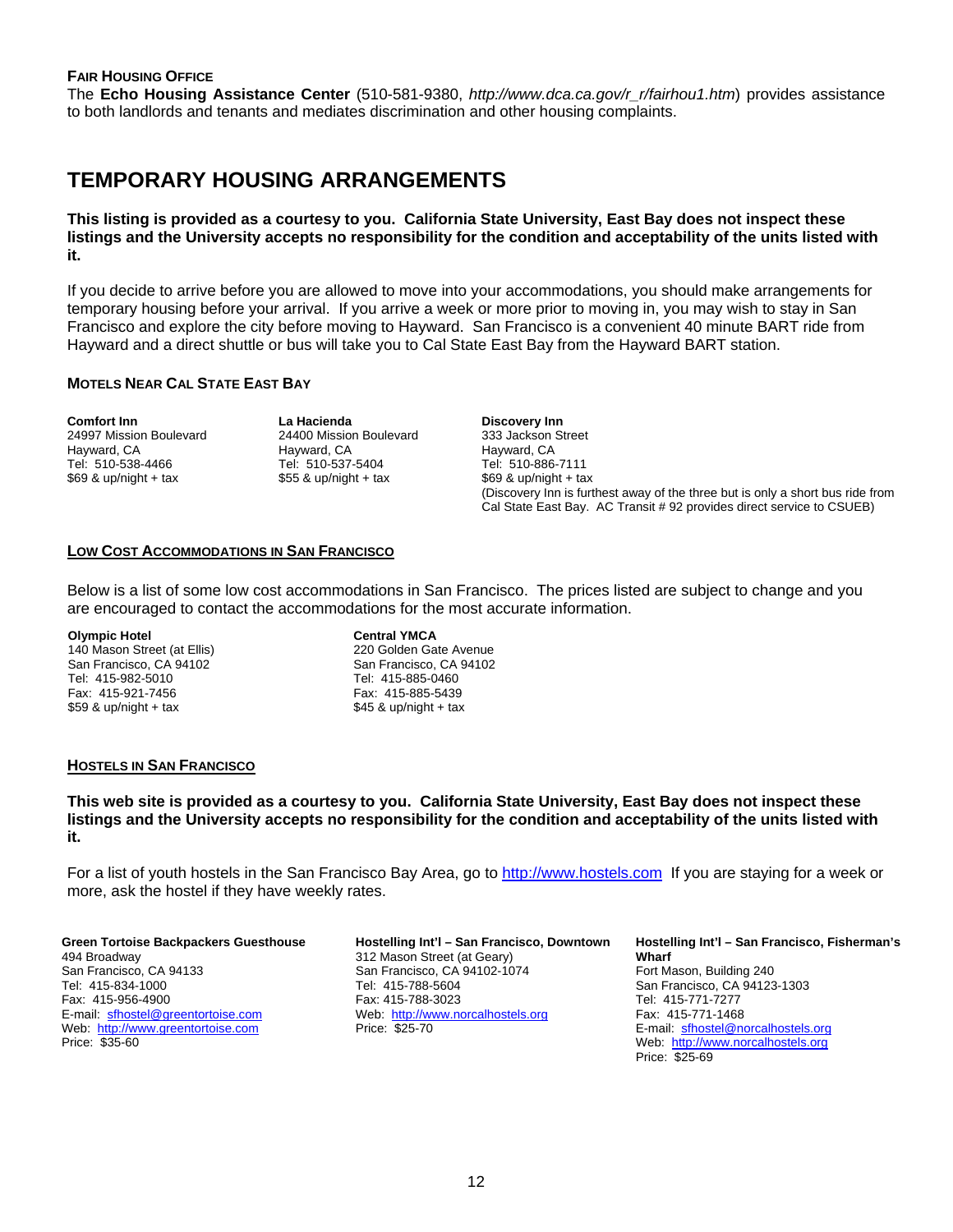### Fair Housing Office

The **Echo Housing Assistance Center** (510-581-9380, *http://www.dca.ca.gov/r_r/fairhou1.htm*) provides assistance to both landlords and tenants and mediates discrimination and other housing complaints.

## TEMPORARY HOUSING ARRANGEMENTS

**This listing is provided as a courtesy to you. California State University, East Bay does not inspect these listings and the University accepts no responsibility for the condition and acceptability of the units listed with it.**

If you decide to arrive before you are allowed to move into your accommodations, you should make arrangements for temporary housing before your arrival. If you arrive a week or more prior to moving in, you may wish to stay in San Francisco and explore the city before moving to Hayward. San Francisco is a convenient 40 minute BART ride from Hayward and a direct shuttle or bus will take you to Cal State East Bay from the Hayward BART station.

### Motels Near Cal State East Bay

**Comfort Inn**
24997 Mission Boulevard
Hayward, CA
Tel: 510-538-4466
$69 & up/night + tax

**La Hacienda**
24400 Mission Boulevard
Hayward, CA
Tel: 510-537-5404
$55 & up/night + tax

**Discovery Inn**
333 Jackson Street
Hayward, CA
Tel: 510-886-7111
$69 & up/night + tax
(Discovery Inn is furthest away of the three but is only a short bus ride from Cal State East Bay. AC Transit # 92 provides direct service to CSUEB)

### Low Cost Accommodations in San Francisco

Below is a list of some low cost accommodations in San Francisco. The prices listed are subject to change and you are encouraged to contact the accommodations for the most accurate information.

**Olympic Hotel**
140 Mason Street (at Ellis)
San Francisco, CA 94102
Tel: 415-982-5010
Fax: 415-921-7456
$59 & up/night + tax

**Central YMCA**
220 Golden Gate Avenue
San Francisco, CA 94102
Tel: 415-885-0460
Fax: 415-885-5439
$45 & up/night + tax

### Hostels in San Francisco

**This web site is provided as a courtesy to you. California State University, East Bay does not inspect these listings and the University accepts no responsibility for the condition and acceptability of the units listed with it.**

For a list of youth hostels in the San Francisco Bay Area, go to http://www.hostels.com If you are staying for a week or more, ask the hostel if they have weekly rates.

**Green Tortoise Backpackers Guesthouse**
494 Broadway
San Francisco, CA 94133
Tel: 415-834-1000
Fax: 415-956-4900
E-mail: sfhostel@greentortoise.com
Web: http://www.greentortoise.com
Price: $35-60

**Hostelling Int'l – San Francisco, Downtown**
312 Mason Street (at Geary)
San Francisco, CA 94102-1074
Tel: 415-788-5604
Fax: 415-788-3023
Web: http://www.norcalhostels.org
Price: $25-70

**Hostelling Int'l – San Francisco, Fisherman's Wharf**
Fort Mason, Building 240
San Francisco, CA 94123-1303
Tel: 415-771-7277
Fax: 415-771-1468
E-mail: sfhostel@norcalhostels.org
Web: http://www.norcalhostels.org
Price: $25-69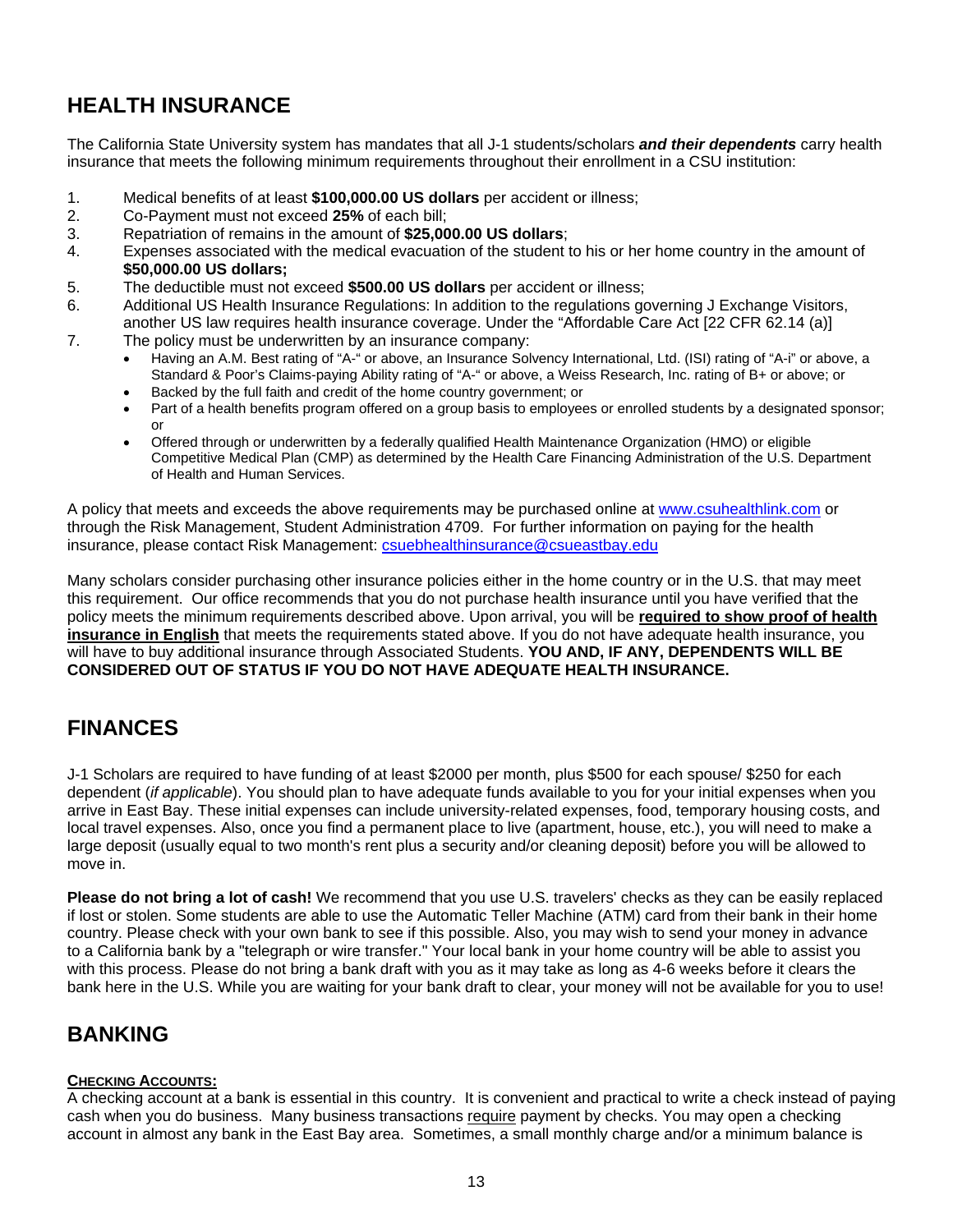## HEALTH INSURANCE

The California State University system has mandates that all J-1 students/scholars ***and their dependents*** carry health insurance that meets the following minimum requirements throughout their enrollment in a CSU institution:

1. Medical benefits of at least **$100,000.00 US dollars** per accident or illness;
2. Co-Payment must not exceed **25%** of each bill;
3. Repatriation of remains in the amount of **$25,000.00 US dollars**;
4. Expenses associated with the medical evacuation of the student to his or her home country in the amount of **$50,000.00 US dollars;**
5. The deductible must not exceed **$500.00 US dollars** per accident or illness;
6. Additional US Health Insurance Regulations: In addition to the regulations governing J Exchange Visitors, another US law requires health insurance coverage. Under the "Affordable Care Act [22 CFR 62.14 (a)]
7. The policy must be underwritten by an insurance company:
   - Having an A.M. Best rating of "A-" or above, an Insurance Solvency International, Ltd. (ISI) rating of "A-i" or above, a Standard & Poor's Claims-paying Ability rating of "A-" or above, a Weiss Research, Inc. rating of B+ or above; or
   - Backed by the full faith and credit of the home country government; or
   - Part of a health benefits program offered on a group basis to employees or enrolled students by a designated sponsor; or
   - Offered through or underwritten by a federally qualified Health Maintenance Organization (HMO) or eligible Competitive Medical Plan (CMP) as determined by the Health Care Financing Administration of the U.S. Department of Health and Human Services.

A policy that meets and exceeds the above requirements may be purchased online at www.csuhealthlink.com or through the Risk Management, Student Administration 4709. For further information on paying for the health insurance, please contact Risk Management: csuebhealthinsurance@csueastbay.edu

Many scholars consider purchasing other insurance policies either in the home country or in the U.S. that may meet this requirement. Our office recommends that you do not purchase health insurance until you have verified that the policy meets the minimum requirements described above. Upon arrival, you will be **required to show proof of health insurance in English** that meets the requirements stated above. If you do not have adequate health insurance, you will have to buy additional insurance through Associated Students. **YOU AND, IF ANY, DEPENDENTS WILL BE CONSIDERED OUT OF STATUS IF YOU DO NOT HAVE ADEQUATE HEALTH INSURANCE.**

## FINANCES

J-1 Scholars are required to have funding of at least $2000 per month, plus $500 for each spouse/ $250 for each dependent (*if applicable*). You should plan to have adequate funds available to you for your initial expenses when you arrive in East Bay. These initial expenses can include university-related expenses, food, temporary housing costs, and local travel expenses. Also, once you find a permanent place to live (apartment, house, etc.), you will need to make a large deposit (usually equal to two month's rent plus a security and/or cleaning deposit) before you will be allowed to move in.

**Please do not bring a lot of cash!** We recommend that you use U.S. travelers' checks as they can be easily replaced if lost or stolen. Some students are able to use the Automatic Teller Machine (ATM) card from their bank in their home country. Please check with your own bank to see if this possible. Also, you may wish to send your money in advance to a California bank by a "telegraph or wire transfer." Your local bank in your home country will be able to assist you with this process. Please do not bring a bank draft with you as it may take as long as 4-6 weeks before it clears the bank here in the U.S. While you are waiting for your bank draft to clear, your money will not be available for you to use!

## BANKING

### CHECKING ACCOUNTS:

A checking account at a bank is essential in this country. It is convenient and practical to write a check instead of paying cash when you do business. Many business transactions require payment by checks. You may open a checking account in almost any bank in the East Bay area. Sometimes, a small monthly charge and/or a minimum balance is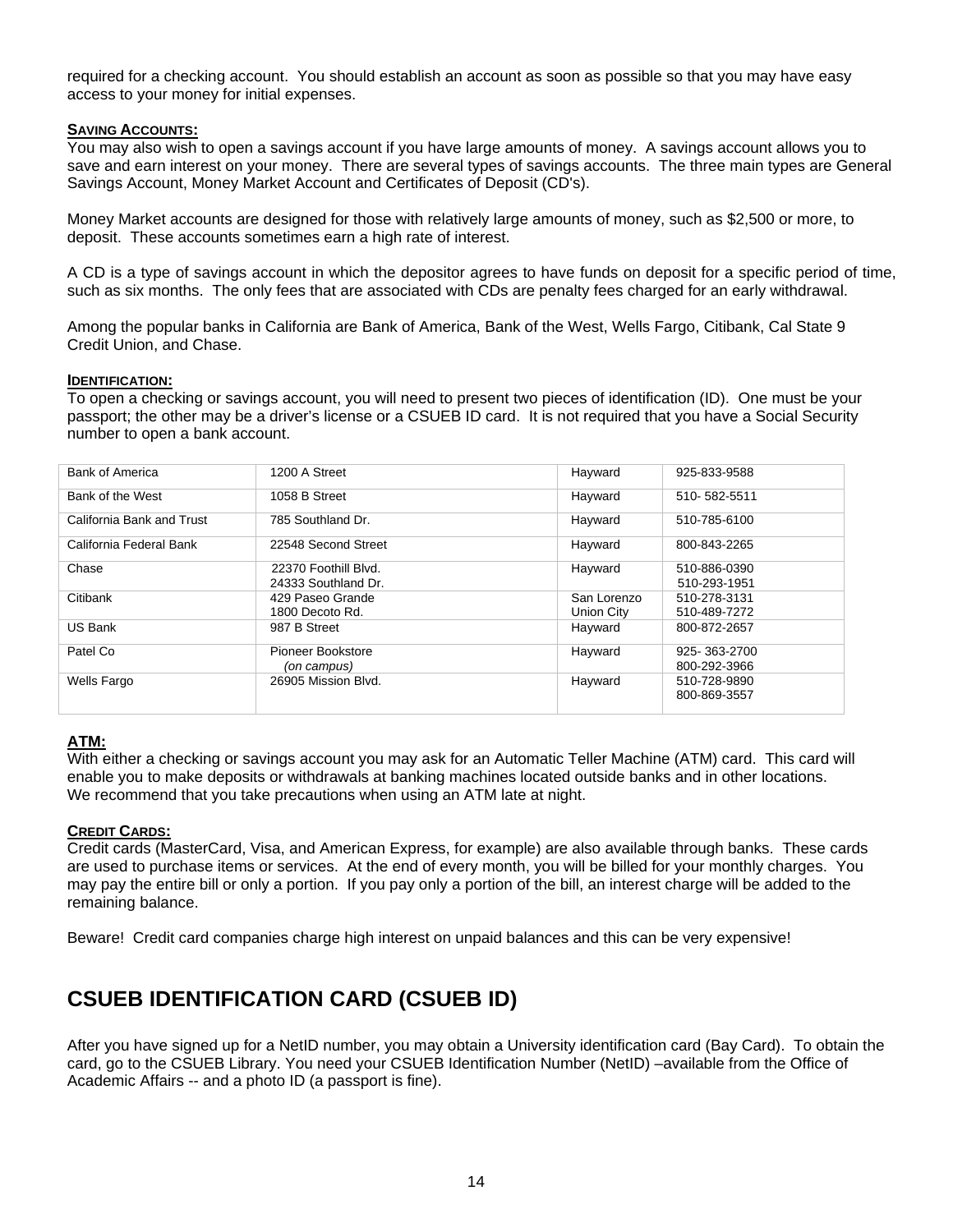required for a checking account. You should establish an account as soon as possible so that you may have easy access to your money for initial expenses.

**SAVING ACCOUNTS:**

You may also wish to open a savings account if you have large amounts of money. A savings account allows you to save and earn interest on your money. There are several types of savings accounts. The three main types are General Savings Account, Money Market Account and Certificates of Deposit (CD's).

Money Market accounts are designed for those with relatively large amounts of money, such as $2,500 or more, to deposit. These accounts sometimes earn a high rate of interest.

A CD is a type of savings account in which the depositor agrees to have funds on deposit for a specific period of time, such as six months. The only fees that are associated with CDs are penalty fees charged for an early withdrawal.

Among the popular banks in California are Bank of America, Bank of the West, Wells Fargo, Citibank, Cal State 9 Credit Union, and Chase.

**IDENTIFICATION:**

To open a checking or savings account, you will need to present two pieces of identification (ID). One must be your passport; the other may be a driver's license or a CSUEB ID card. It is not required that you have a Social Security number to open a bank account.

| | | | |
|---|---|---|---|
| Bank of America | 1200 A Street | Hayward | 925-833-9588 |
| Bank of the West | 1058 B Street | Hayward | 510- 582-5511 |
| California Bank and Trust | 785 Southland Dr. | Hayward | 510-785-6100 |
| California Federal Bank | 22548 Second Street | Hayward | 800-843-2265 |
| Chase | 22370 Foothill Blvd.<br>24333 Southland Dr. | Hayward | 510-886-0390<br>510-293-1951 |
| Citibank | 429 Paseo Grande<br>1800 Decoto Rd. | San Lorenzo<br>Union City | 510-278-3131<br>510-489-7272 |
| US Bank | 987 B Street | Hayward | 800-872-2657 |
| Patel Co | Pioneer Bookstore<br>*(on campus)* | Hayward | 925- 363-2700<br>800-292-3966 |
| Wells Fargo | 26905 Mission Blvd. | Hayward | 510-728-9890<br>800-869-3557 |

**ATM:**

With either a checking or savings account you may ask for an Automatic Teller Machine (ATM) card. This card will enable you to make deposits or withdrawals at banking machines located outside banks and in other locations. We recommend that you take precautions when using an ATM late at night.

**CREDIT CARDS:**

Credit cards (MasterCard, Visa, and American Express, for example) are also available through banks. These cards are used to purchase items or services. At the end of every month, you will be billed for your monthly charges. You may pay the entire bill or only a portion. If you pay only a portion of the bill, an interest charge will be added to the remaining balance.

Beware! Credit card companies charge high interest on unpaid balances and this can be very expensive!

## CSUEB IDENTIFICATION CARD (CSUEB ID)

After you have signed up for a NetID number, you may obtain a University identification card (Bay Card). To obtain the card, go to the CSUEB Library. You need your CSUEB Identification Number (NetID) –available from the Office of Academic Affairs -- and a photo ID (a passport is fine).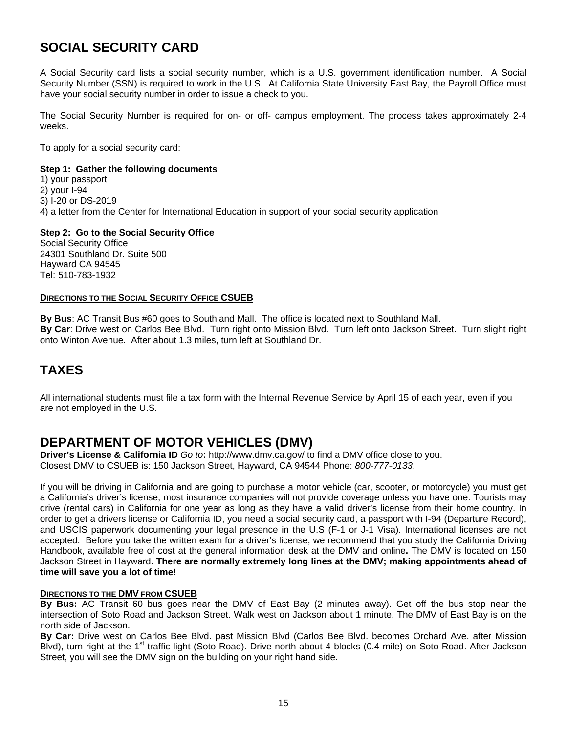# SOCIAL SECURITY CARD

A Social Security card lists a social security number, which is a U.S. government identification number. A Social Security Number (SSN) is required to work in the U.S. At California State University East Bay, the Payroll Office must have your social security number in order to issue a check to you.

The Social Security Number is required for on- or off- campus employment. The process takes approximately 2-4 weeks.

To apply for a social security card:

**Step 1: Gather the following documents**

1) your passport
2) your I-94
3) I-20 or DS-2019
4) a letter from the Center for International Education in support of your social security application

**Step 2: Go to the Social Security Office**

Social Security Office
24301 Southland Dr. Suite 500
Hayward CA 94545
Tel: 510-783-1932

**DIRECTIONS TO THE SOCIAL SECURITY OFFICE CSUEB**

**By Bus**: AC Transit Bus #60 goes to Southland Mall. The office is located next to Southland Mall.
**By Car**: Drive west on Carlos Bee Blvd. Turn right onto Mission Blvd. Turn left onto Jackson Street. Turn slight right onto Winton Avenue. After about 1.3 miles, turn left at Southland Dr.

# TAXES

All international students must file a tax form with the Internal Revenue Service by April 15 of each year, even if you are not employed in the U.S.

# DEPARTMENT OF MOTOR VEHICLES (DMV)

**Driver's License & California ID** *Go to***:** http://www.dmv.ca.gov/ to find a DMV office close to you.
Closest DMV to CSUEB is: 150 Jackson Street, Hayward, CA 94544 Phone: *800-777-0133*,

If you will be driving in California and are going to purchase a motor vehicle (car, scooter, or motorcycle) you must get a California's driver's license; most insurance companies will not provide coverage unless you have one. Tourists may drive (rental cars) in California for one year as long as they have a valid driver's license from their home country. In order to get a drivers license or California ID, you need a social security card, a passport with I-94 (Departure Record), and USCIS paperwork documenting your legal presence in the U.S (F-1 or J-1 Visa). International licenses are not accepted. Before you take the written exam for a driver's license, we recommend that you study the California Driving Handbook, available free of cost at the general information desk at the DMV and online**.** The DMV is located on 150 Jackson Street in Hayward. **There are normally extremely long lines at the DMV; making appointments ahead of time will save you a lot of time!**

**DIRECTIONS TO THE DMV FROM CSUEB**

**By Bus:** AC Transit 60 bus goes near the DMV of East Bay (2 minutes away). Get off the bus stop near the intersection of Soto Road and Jackson Street. Walk west on Jackson about 1 minute. The DMV of East Bay is on the north side of Jackson.
**By Car:** Drive west on Carlos Bee Blvd. past Mission Blvd (Carlos Bee Blvd. becomes Orchard Ave. after Mission Blvd), turn right at the 1st traffic light (Soto Road). Drive north about 4 blocks (0.4 mile) on Soto Road. After Jackson Street, you will see the DMV sign on the building on your right hand side.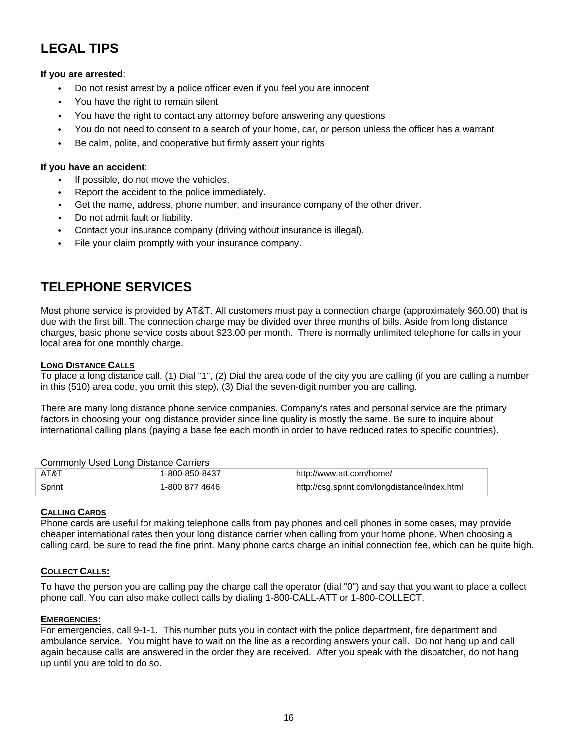## LEGAL TIPS

**If you are arrested**:

- Do not resist arrest by a police officer even if you feel you are innocent
- You have the right to remain silent
- You have the right to contact any attorney before answering any questions
- You do not need to consent to a search of your home, car, or person unless the officer has a warrant
- Be calm, polite, and cooperative but firmly assert your rights

**If you have an accident**:

- If possible, do not move the vehicles.
- Report the accident to the police immediately.
- Get the name, address, phone number, and insurance company of the other driver.
- Do not admit fault or liability.
- Contact your insurance company (driving without insurance is illegal).
- File your claim promptly with your insurance company.

## TELEPHONE SERVICES

Most phone service is provided by AT&T. All customers must pay a connection charge (approximately $60.00) that is due with the first bill. The connection charge may be divided over three months of bills. Aside from long distance charges, basic phone service costs about $23.00 per month. There is normally unlimited telephone for calls in your local area for one monthly charge.

### LONG DISTANCE CALLS

To place a long distance call, (1) Dial "1", (2) Dial the area code of the city you are calling (if you are calling a number in this (510) area code, you omit this step), (3) Dial the seven-digit number you are calling.

There are many long distance phone service companies. Company's rates and personal service are the primary factors in choosing your long distance provider since line quality is mostly the same. Be sure to inquire about international calling plans (paying a base fee each month in order to have reduced rates to specific countries).

Commonly Used Long Distance Carriers

| | | |
|---|---|---|
| AT&T | 1-800-850-8437 | http://www.att.com/home/ |
| Sprint | 1-800 877 4646 | http://csg.sprint.com/longdistance/index.html |

### CALLING CARDS

Phone cards are useful for making telephone calls from pay phones and cell phones in some cases, may provide cheaper international rates then your long distance carrier when calling from your home phone. When choosing a calling card, be sure to read the fine print. Many phone cards charge an initial connection fee, which can be quite high.

### COLLECT CALLS:

To have the person you are calling pay the charge call the operator (dial "0") and say that you want to place a collect phone call. You can also make collect calls by dialing 1-800-CALL-ATT or 1-800-COLLECT.

### EMERGENCIES:

For emergencies, call 9-1-1. This number puts you in contact with the police department, fire department and ambulance service. You might have to wait on the line as a recording answers your call. Do not hang up and call again because calls are answered in the order they are received. After you speak with the dispatcher, do not hang up until you are told to do so.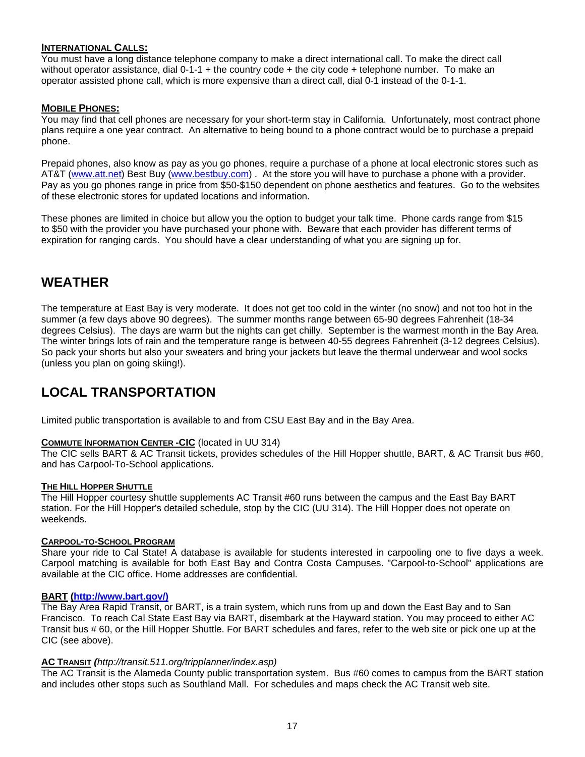#### INTERNATIONAL CALLS:

You must have a long distance telephone company to make a direct international call. To make the direct call without operator assistance, dial 0-1-1 + the country code + the city code + telephone number. To make an operator assisted phone call, which is more expensive than a direct call, dial 0-1 instead of the 0-1-1.

#### MOBILE PHONES:

You may find that cell phones are necessary for your short-term stay in California. Unfortunately, most contract phone plans require a one year contract. An alternative to being bound to a phone contract would be to purchase a prepaid phone.

Prepaid phones, also know as pay as you go phones, require a purchase of a phone at local electronic stores such as AT&T (www.att.net) Best Buy (www.bestbuy.com) . At the store you will have to purchase a phone with a provider. Pay as you go phones range in price from $50-$150 dependent on phone aesthetics and features. Go to the websites of these electronic stores for updated locations and information.

These phones are limited in choice but allow you the option to budget your talk time. Phone cards range from $15 to $50 with the provider you have purchased your phone with. Beware that each provider has different terms of expiration for ranging cards. You should have a clear understanding of what you are signing up for.

## WEATHER

The temperature at East Bay is very moderate. It does not get too cold in the winter (no snow) and not too hot in the summer (a few days above 90 degrees). The summer months range between 65-90 degrees Fahrenheit (18-34 degrees Celsius). The days are warm but the nights can get chilly. September is the warmest month in the Bay Area. The winter brings lots of rain and the temperature range is between 40-55 degrees Fahrenheit (3-12 degrees Celsius). So pack your shorts but also your sweaters and bring your jackets but leave the thermal underwear and wool socks (unless you plan on going skiing!).

## LOCAL TRANSPORTATION

Limited public transportation is available to and from CSU East Bay and in the Bay Area.

#### COMMUTE INFORMATION CENTER -CIC (located in UU 314)

The CIC sells BART & AC Transit tickets, provides schedules of the Hill Hopper shuttle, BART, & AC Transit bus #60, and has Carpool-To-School applications.

#### THE HILL HOPPER SHUTTLE

The Hill Hopper courtesy shuttle supplements AC Transit #60 runs between the campus and the East Bay BART station. For the Hill Hopper's detailed schedule, stop by the CIC (UU 314). The Hill Hopper does not operate on weekends.

#### CARPOOL-TO-SCHOOL PROGRAM

Share your ride to Cal State! A database is available for students interested in carpooling one to five days a week. Carpool matching is available for both East Bay and Contra Costa Campuses. "Carpool-to-School" applications are available at the CIC office. Home addresses are confidential.

#### BART (http://www.bart.gov/)

The Bay Area Rapid Transit, or BART, is a train system, which runs from up and down the East Bay and to San Francisco. To reach Cal State East Bay via BART, disembark at the Hayward station. You may proceed to either AC Transit bus # 60, or the Hill Hopper Shuttle. For BART schedules and fares, refer to the web site or pick one up at the CIC (see above).

#### AC TRANSIT *(http://transit.511.org/tripplanner/index.asp)*

The AC Transit is the Alameda County public transportation system. Bus #60 comes to campus from the BART station and includes other stops such as Southland Mall. For schedules and maps check the AC Transit web site.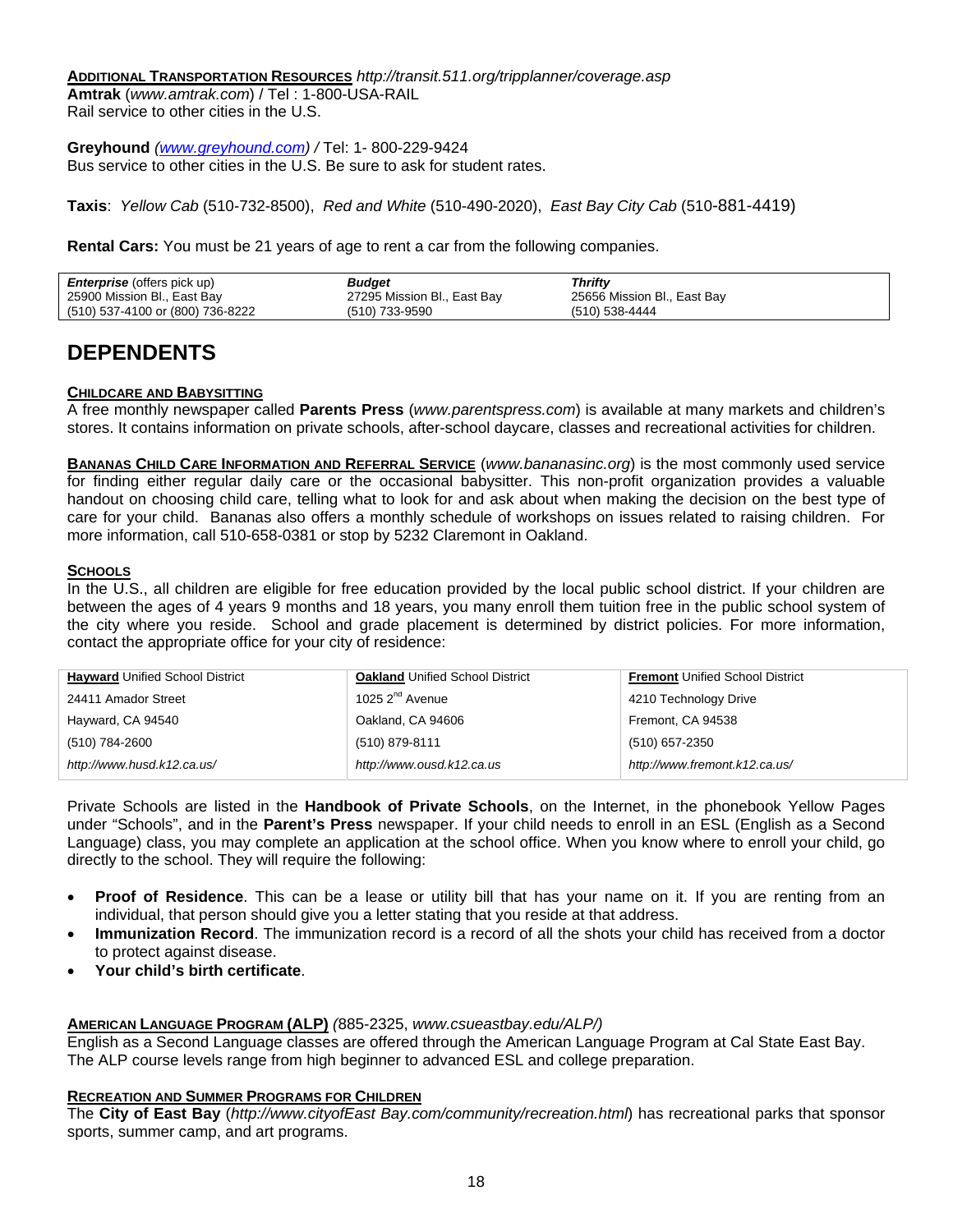**ADDITIONAL TRANSPORTATION RESOURCES** *http://transit.511.org/tripplanner/coverage.asp*
**Amtrak** (*www.amtrak.com*) / Tel : 1-800-USA-RAIL
Rail service to other cities in the U.S.

**Greyhound** *(www.greyhound.com)* / Tel: 1- 800-229-9424
Bus service to other cities in the U.S. Be sure to ask for student rates.

**Taxis**: *Yellow Cab* (510-732-8500), *Red and White* (510-490-2020), *East Bay City Cab* (510-881-4419)

**Rental Cars:** You must be 21 years of age to rent a car from the following companies.

| ***Enterprise*** (offers pick up) | ***Budget*** | ***Thrifty*** |
|---|---|---|
| 25900 Mission Bl., East Bay | 27295 Mission Bl., East Bay | 25656 Mission Bl., East Bay |
| (510) 537-4100 or (800) 736-8222 | (510) 733-9590 | (510) 538-4444 |

# DEPENDENTS

**CHILDCARE AND BABYSITTING**
A free monthly newspaper called **Parents Press** (*www.parentspress.com*) is available at many markets and children's stores. It contains information on private schools, after-school daycare, classes and recreational activities for children.

**BANANAS CHILD CARE INFORMATION AND REFERRAL SERVICE** (*www.bananasinc.org*) is the most commonly used service for finding either regular daily care or the occasional babysitter. This non-profit organization provides a valuable handout on choosing child care, telling what to look for and ask about when making the decision on the best type of care for your child. Bananas also offers a monthly schedule of workshops on issues related to raising children. For more information, call 510-658-0381 or stop by 5232 Claremont in Oakland.

**SCHOOLS**
In the U.S., all children are eligible for free education provided by the local public school district. If your children are between the ages of 4 years 9 months and 18 years, you many enroll them tuition free in the public school system of the city where you reside. School and grade placement is determined by district policies. For more information, contact the appropriate office for your city of residence:

| **Hayward** Unified School District | **Oakland** Unified School District | **Fremont** Unified School District |
|---|---|---|
| 24411 Amador Street | 1025 2nd Avenue | 4210 Technology Drive |
| Hayward, CA 94540 | Oakland, CA 94606 | Fremont, CA 94538 |
| (510) 784-2600 | (510) 879-8111 | (510) 657-2350 |
| *http://www.husd.k12.ca.us/* | *http://www.ousd.k12.ca.us* | *http://www.fremont.k12.ca.us/* |

Private Schools are listed in the **Handbook of Private Schools**, on the Internet, in the phonebook Yellow Pages under "Schools", and in the **Parent's Press** newspaper. If your child needs to enroll in an ESL (English as a Second Language) class, you may complete an application at the school office. When you know where to enroll your child, go directly to the school. They will require the following:

- **Proof of Residence**. This can be a lease or utility bill that has your name on it. If you are renting from an individual, that person should give you a letter stating that you reside at that address.
- **Immunization Record**. The immunization record is a record of all the shots your child has received from a doctor to protect against disease.
- **Your child's birth certificate**.

**AMERICAN LANGUAGE PROGRAM (ALP)** *(*885-2325, *www.csueastbay.edu/ALP/)*
English as a Second Language classes are offered through the American Language Program at Cal State East Bay. The ALP course levels range from high beginner to advanced ESL and college preparation.

**RECREATION AND SUMMER PROGRAMS FOR CHILDREN**
The **City of East Bay** (*http://www.cityofEast Bay.com/community/recreation.html*) has recreational parks that sponsor sports, summer camp, and art programs.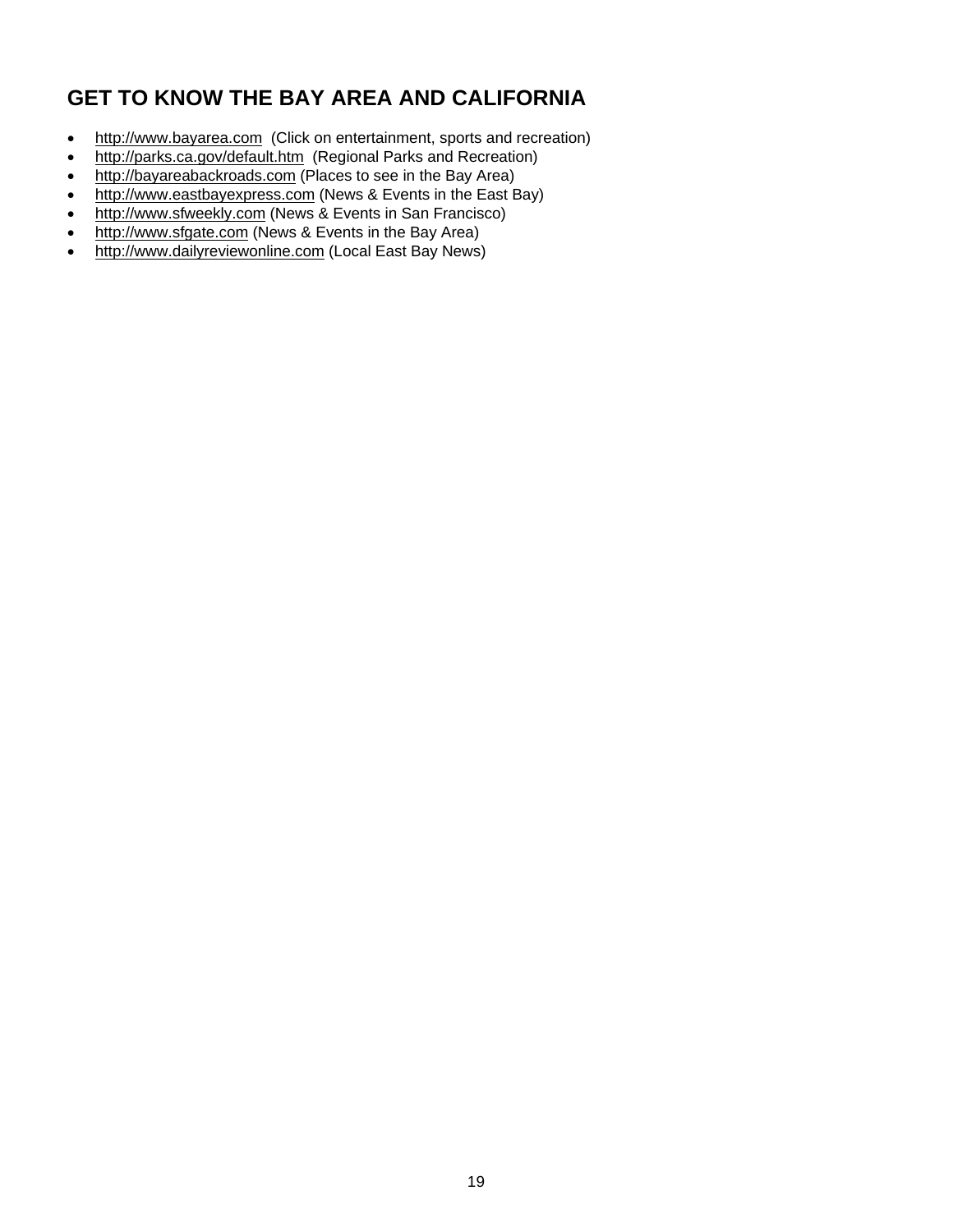## GET TO KNOW THE BAY AREA AND CALIFORNIA

- http://www.bayarea.com (Click on entertainment, sports and recreation)
- http://parks.ca.gov/default.htm (Regional Parks and Recreation)
- http://bayareabackroads.com (Places to see in the Bay Area)
- http://www.eastbayexpress.com (News & Events in the East Bay)
- http://www.sfweekly.com (News & Events in San Francisco)
- http://www.sfgate.com (News & Events in the Bay Area)
- http://www.dailyreviewonline.com (Local East Bay News)